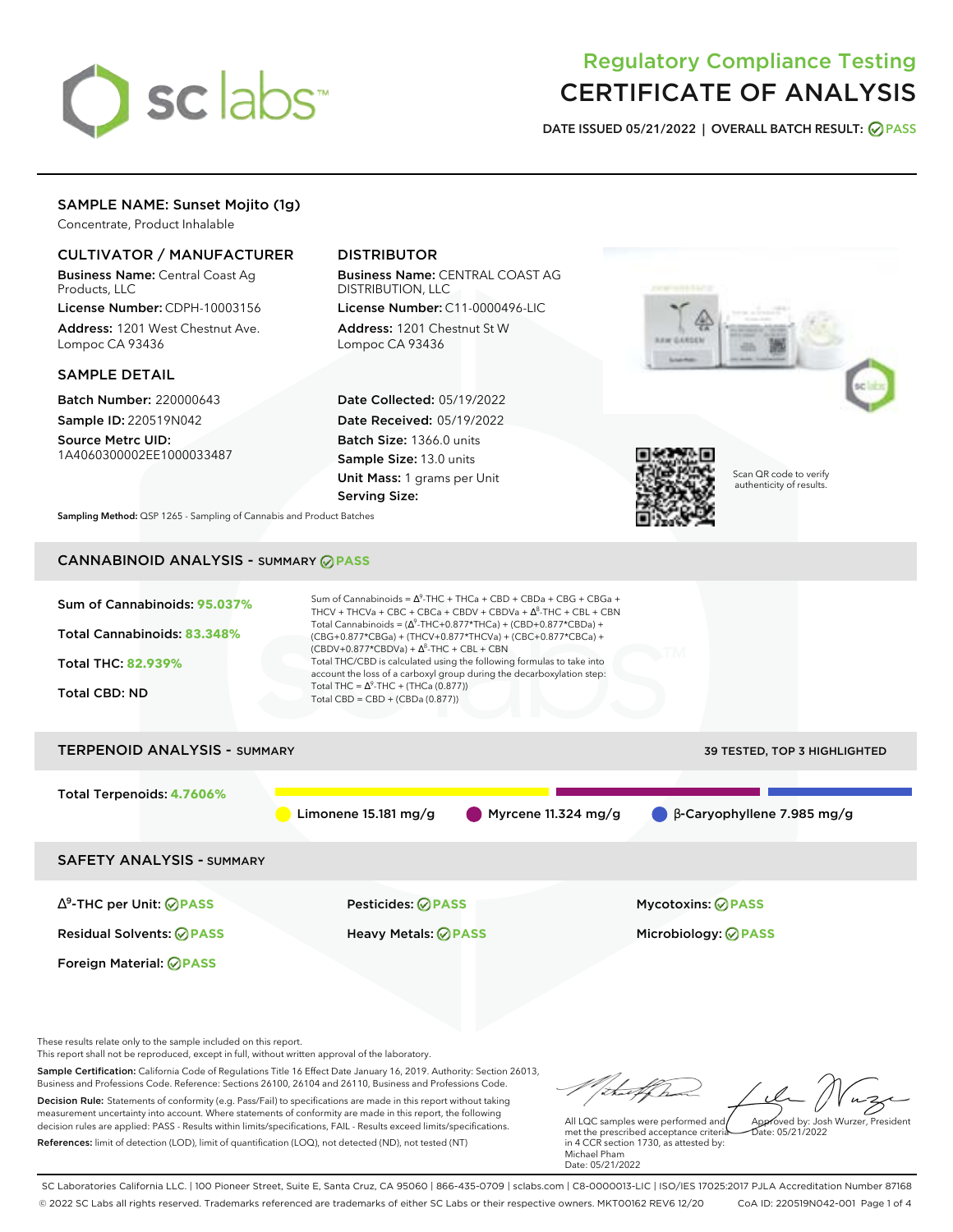# Regulatory Compliance Testing
# CERTIFICATE OF ANALYSIS

**DATE ISSUED** 05/21/2022 | **OVERALL BATCH RESULT:** PASS

## SAMPLE NAME: Sunset Mojito (1g)

Concentrate, Product Inhalable

### CULTIVATOR / MANUFACTURER

**Business Name:** Central Coast Ag Products, LLC

**License Number:** CDPH-10003156

**Address:** 1201 West Chestnut Ave. Lompoc CA 93436

### DISTRIBUTOR

**Business Name:** CENTRAL COAST AG DISTRIBUTION, LLC

**License Number:** C11-0000496-LIC

**Address:** 1201 Chestnut St W Lompoc CA 93436

### SAMPLE DETAIL

**Batch Number:** 220000643

**Sample ID:** 220519N042

**Source Metrc UID:** 1A4060300002EE1000033487

**Date Collected:** 05/19/2022

**Date Received:** 05/19/2022

**Batch Size:** 1366.0 units

**Sample Size:** 13.0 units

**Unit Mass:** 1 grams per Unit

**Serving Size:**

Scan QR code to verify authenticity of results.

**Sampling Method:** QSP 1265 - Sampling of Cannabis and Product Batches

## CANNABINOID ANALYSIS - SUMMARY PASS

**Sum of Cannabinoids:** 95.037%

**Total Cannabinoids:** 83.348%

**Total THC:** 82.939%

**Total CBD:** ND

Sum of Cannabinoids = $\Delta^9$-THC + THCa + CBD + CBDa + CBG + CBGa + THCV + THCVa + CBC + CBCa + CBDV + CBDVa + $\Delta^8$-THC + CBL + CBN

Total Cannabinoids = ($\Delta^9$-THC+0.877*THCa) + (CBD+0.877*CBDa) + (CBG+0.877*CBGa) + (THCV+0.877*THCVa) + (CBC+0.877*CBCa) + (CBDV+0.877*CBDVa) + $\Delta^8$-THC + CBL + CBN

Total THC/CBD is calculated using the following formulas to take into account the loss of a carboxyl group during the decarboxylation step:

Total THC = $\Delta^9$-THC + (THCa (0.877))

Total CBD = CBD + (CBDa (0.877))

## TERPENOID ANALYSIS - SUMMARY

39 TESTED, TOP 3 HIGHLIGHTED

**Total Terpenoids:** 4.7606%

- Limonene 15.181 mg/g
- Myrcene 11.324 mg/g
- β-Caryophyllene 7.985 mg/g

## SAFETY ANALYSIS - SUMMARY

| | | |
|---|---|---|
| $\Delta^9$-THC per Unit: PASS | Pesticides: PASS | Mycotoxins: PASS |
| Residual Solvents: PASS | Heavy Metals: PASS | Microbiology: PASS |
| Foreign Material: PASS | | |

These results relate only to the sample included on this report.
This report shall not be reproduced, except in full, without written approval of the laboratory.

**Sample Certification:** California Code of Regulations Title 16 Effect Date January 16, 2019. Authority: Section 26013, Business and Professions Code. Reference: Sections 26100, 26104 and 26110, Business and Professions Code.

**Decision Rule:** Statements of conformity (e.g. Pass/Fail) to specifications are made in this report without taking measurement uncertainty into account. Where statements of conformity are made in this report, the following decision rules are applied: PASS - Results within limits/specifications, FAIL - Results exceed limits/specifications.

**References:** limit of detection (LOD), limit of quantification (LOQ), not detected (ND), not tested (NT)

All LQC samples were performed and met the prescribed acceptance criteria in 4 CCR section 1730, as attested by: Michael Pham
Date: 05/21/2022

Approved by: Josh Wurzer, President
Date: 05/21/2022

SC Laboratories California LLC. | 100 Pioneer Street, Suite E, Santa Cruz, CA 95060 | 866-435-0709 | sclabs.com | C8-0000013-LIC | ISO/IES 17025:2017 PJLA Accreditation Number 87168
© 2022 SC Labs all rights reserved. Trademarks referenced are trademarks of either SC Labs or their respective owners. MKT00162 REV6 12/20 CoA ID: 220519N042-001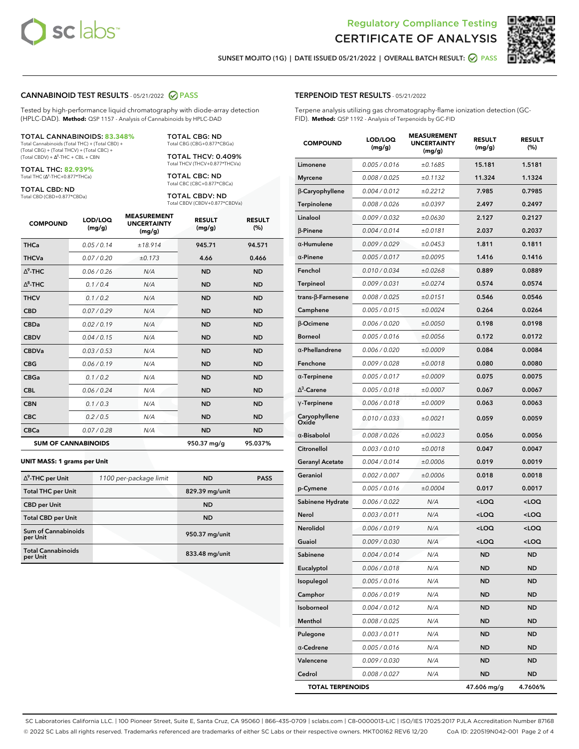Regulatory Compliance Testing
# CERTIFICATE OF ANALYSIS

SUNSET MOJITO (1G) | DATE ISSUED 05/21/2022 | OVERALL BATCH RESULT: PASS

## CANNABINOID TEST RESULTS - 05/21/2022 PASS

Tested by high-performance liquid chromatography with diode-array detection (HPLC-DAD). **Method:** QSP 1157 - Analysis of Cannabinoids by HPLC-DAD

**TOTAL CANNABINOIDS: 83.348%**
Total Cannabinoids (Total THC) + (Total CBD) + (Total CBG) + (Total THCV) + (Total CBC) + (Total CBDV) + Δ8-THC + CBL + CBN

**TOTAL THC: 82.939%**
Total THC (Δ9-THC+0.877*THCa)

**TOTAL CBD: ND**
Total CBD (CBD+0.877*CBDa)

**TOTAL CBG: ND**
Total CBG (CBG+0.877*CBGa)

**TOTAL THCV: 0.409%**
Total THCV (THCV+0.877*THCVa)

**TOTAL CBC: ND**
Total CBC (CBC+0.877*CBCa)

**TOTAL CBDV: ND**
Total CBDV (CBDV+0.877*CBDVa)

| COMPOUND | LOD/LOQ (mg/g) | MEASUREMENT UNCERTAINTY (mg/g) | RESULT (mg/g) | RESULT (%) |
|---|---|---|---|---|
| THCa | 0.05 / 0.14 | ±18.914 | 945.71 | 94.571 |
| THCVa | 0.07 / 0.20 | ±0.173 | 4.66 | 0.466 |
| Δ9-THC | 0.06 / 0.26 | N/A | ND | ND |
| Δ8-THC | 0.1 / 0.4 | N/A | ND | ND |
| THCV | 0.1 / 0.2 | N/A | ND | ND |
| CBD | 0.07 / 0.29 | N/A | ND | ND |
| CBDa | 0.02 / 0.19 | N/A | ND | ND |
| CBDV | 0.04 / 0.15 | N/A | ND | ND |
| CBDVa | 0.03 / 0.53 | N/A | ND | ND |
| CBG | 0.06 / 0.19 | N/A | ND | ND |
| CBGa | 0.1 / 0.2 | N/A | ND | ND |
| CBL | 0.06 / 0.24 | N/A | ND | ND |
| CBN | 0.1 / 0.3 | N/A | ND | ND |
| CBC | 0.2 / 0.5 | N/A | ND | ND |
| CBCa | 0.07 / 0.28 | N/A | ND | ND |
| **SUM OF CANNABINOIDS** | | | 950.37 mg/g | 95.037% |

**UNIT MASS: 1 grams per Unit**

| | | | |
|---|---|---|---|
| Δ9-THC per Unit | 1100 per-package limit | ND | PASS |
| Total THC per Unit | | 829.39 mg/unit | |
| CBD per Unit | | ND | |
| Total CBD per Unit | | ND | |
| Sum of Cannabinoids per Unit | | 950.37 mg/unit | |
| Total Cannabinoids per Unit | | 833.48 mg/unit | |

## TERPENOID TEST RESULTS - 05/21/2022

Terpene analysis utilizing gas chromatography-flame ionization detection (GC-FID). **Method:** QSP 1192 - Analysis of Terpenoids by GC-FID

| COMPOUND | LOD/LOQ (mg/g) | MEASUREMENT UNCERTAINTY (mg/g) | RESULT (mg/g) | RESULT (%) |
|---|---|---|---|---|
| Limonene | 0.005 / 0.016 | ±0.1685 | 15.181 | 1.5181 |
| Myrcene | 0.008 / 0.025 | ±0.1132 | 11.324 | 1.1324 |
| β-Caryophyllene | 0.004 / 0.012 | ±0.2212 | 7.985 | 0.7985 |
| Terpinolene | 0.008 / 0.026 | ±0.0397 | 2.497 | 0.2497 |
| Linalool | 0.009 / 0.032 | ±0.0630 | 2.127 | 0.2127 |
| β-Pinene | 0.004 / 0.014 | ±0.0181 | 2.037 | 0.2037 |
| α-Humulene | 0.009 / 0.029 | ±0.0453 | 1.811 | 0.1811 |
| α-Pinene | 0.005 / 0.017 | ±0.0095 | 1.416 | 0.1416 |
| Fenchol | 0.010 / 0.034 | ±0.0268 | 0.889 | 0.0889 |
| Terpineol | 0.009 / 0.031 | ±0.0274 | 0.574 | 0.0574 |
| trans-β-Farnesene | 0.008 / 0.025 | ±0.0151 | 0.546 | 0.0546 |
| Camphene | 0.005 / 0.015 | ±0.0024 | 0.264 | 0.0264 |
| β-Ocimene | 0.006 / 0.020 | ±0.0050 | 0.198 | 0.0198 |
| Borneol | 0.005 / 0.016 | ±0.0056 | 0.172 | 0.0172 |
| α-Phellandrene | 0.006 / 0.020 | ±0.0009 | 0.084 | 0.0084 |
| Fenchone | 0.009 / 0.028 | ±0.0018 | 0.080 | 0.0080 |
| α-Terpinene | 0.005 / 0.017 | ±0.0009 | 0.075 | 0.0075 |
| Δ3-Carene | 0.005 / 0.018 | ±0.0007 | 0.067 | 0.0067 |
| γ-Terpinene | 0.006 / 0.018 | ±0.0009 | 0.063 | 0.0063 |
| Caryophyllene Oxide | 0.010 / 0.033 | ±0.0021 | 0.059 | 0.0059 |
| α-Bisabolol | 0.008 / 0.026 | ±0.0023 | 0.056 | 0.0056 |
| Citronellol | 0.003 / 0.010 | ±0.0018 | 0.047 | 0.0047 |
| Geranyl Acetate | 0.004 / 0.014 | ±0.0006 | 0.019 | 0.0019 |
| Geraniol | 0.002 / 0.007 | ±0.0006 | 0.018 | 0.0018 |
| p-Cymene | 0.005 / 0.016 | ±0.0004 | 0.017 | 0.0017 |
| Sabinene Hydrate | 0.006 / 0.022 | N/A | <LOQ | <LOQ |
| Nerol | 0.003 / 0.011 | N/A | <LOQ | <LOQ |
| Nerolidol | 0.006 / 0.019 | N/A | <LOQ | <LOQ |
| Guaiol | 0.009 / 0.030 | N/A | <LOQ | <LOQ |
| Sabinene | 0.004 / 0.014 | N/A | ND | ND |
| Eucalyptol | 0.006 / 0.018 | N/A | ND | ND |
| Isopulegol | 0.005 / 0.016 | N/A | ND | ND |
| Camphor | 0.006 / 0.019 | N/A | ND | ND |
| Isoborneol | 0.004 / 0.012 | N/A | ND | ND |
| Menthol | 0.008 / 0.025 | N/A | ND | ND |
| Pulegone | 0.003 / 0.011 | N/A | ND | ND |
| α-Cedrene | 0.005 / 0.016 | N/A | ND | ND |
| Valencene | 0.009 / 0.030 | N/A | ND | ND |
| Cedrol | 0.008 / 0.027 | N/A | ND | ND |
| **TOTAL TERPENOIDS** | | | 47.606 mg/g | 4.7606% |

SC Laboratories California LLC. | 100 Pioneer Street, Suite E, Santa Cruz, CA 95060 | 866-435-0709 | sclabs.com | C8-0000013-LIC | ISO/IES 17025:2017 PJLA Accreditation Number 87168
© 2022 SC Labs all rights reserved. Trademarks referenced are trademarks of either SC Labs or their respective owners. MKT00162 REV6 12/20 CoA ID: 220519N042-001